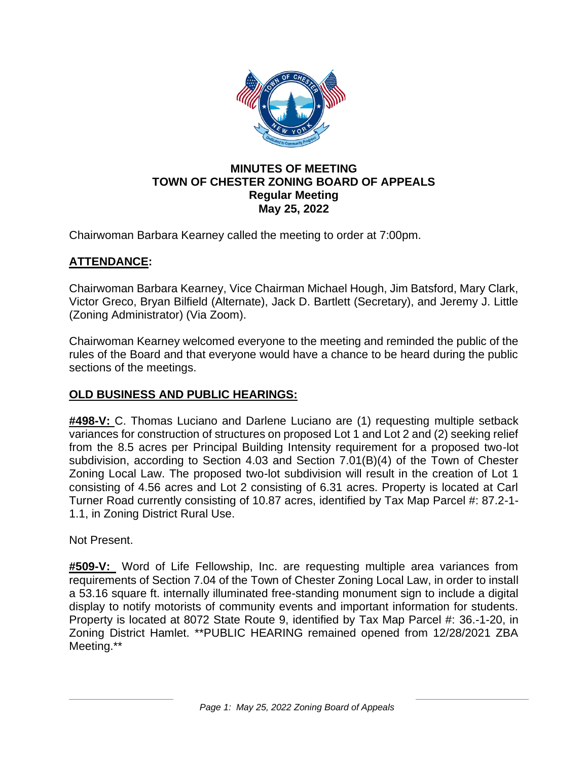**MINUTES OF MEETING**
**TOWN OF CHESTER ZONING BOARD OF APPEALS**
**Regular Meeting**
**May 25, 2022**

Chairwoman Barbara Kearney called the meeting to order at 7:00pm.

## ATTENDANCE:

Chairwoman Barbara Kearney, Vice Chairman Michael Hough, Jim Batsford, Mary Clark, Victor Greco, Bryan Bilfield (Alternate), Jack D. Bartlett (Secretary), and Jeremy J. Little (Zoning Administrator) (Via Zoom).

Chairwoman Kearney welcomed everyone to the meeting and reminded the public of the rules of the Board and that everyone would have a chance to be heard during the public sections of the meetings.

## OLD BUSINESS AND PUBLIC HEARINGS:

**#498-V:** C. Thomas Luciano and Darlene Luciano are (1) requesting multiple setback variances for construction of structures on proposed Lot 1 and Lot 2 and (2) seeking relief from the 8.5 acres per Principal Building Intensity requirement for a proposed two-lot subdivision, according to Section 4.03 and Section 7.01(B)(4) of the Town of Chester Zoning Local Law. The proposed two-lot subdivision will result in the creation of Lot 1 consisting of 4.56 acres and Lot 2 consisting of 6.31 acres. Property is located at Carl Turner Road currently consisting of 10.87 acres, identified by Tax Map Parcel #: 87.2-1-1.1, in Zoning District Rural Use.

Not Present.

**#509-V:** Word of Life Fellowship, Inc. are requesting multiple area variances from requirements of Section 7.04 of the Town of Chester Zoning Local Law, in order to install a 53.16 square ft. internally illuminated free-standing monument sign to include a digital display to notify motorists of community events and important information for students. Property is located at 8072 State Route 9, identified by Tax Map Parcel #: 36.-1-20, in Zoning District Hamlet. **PUBLIC HEARING remained opened from 12/28/2021 ZBA Meeting.**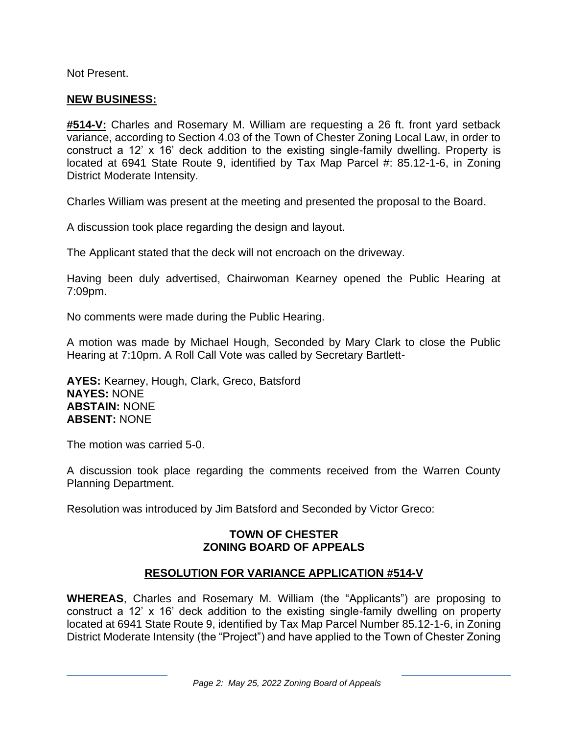Not Present.

**NEW BUSINESS:**

**#514-V:** Charles and Rosemary M. William are requesting a 26 ft. front yard setback variance, according to Section 4.03 of the Town of Chester Zoning Local Law, in order to construct a 12' x 16' deck addition to the existing single-family dwelling. Property is located at 6941 State Route 9, identified by Tax Map Parcel #: 85.12-1-6, in Zoning District Moderate Intensity.

Charles William was present at the meeting and presented the proposal to the Board.

A discussion took place regarding the design and layout.

The Applicant stated that the deck will not encroach on the driveway.

Having been duly advertised, Chairwoman Kearney opened the Public Hearing at 7:09pm.

No comments were made during the Public Hearing.

A motion was made by Michael Hough, Seconded by Mary Clark to close the Public Hearing at 7:10pm. A Roll Call Vote was called by Secretary Bartlett-

**AYES:** Kearney, Hough, Clark, Greco, Batsford
**NAYES:** NONE
**ABSTAIN:** NONE
**ABSENT:** NONE

The motion was carried 5-0.

A discussion took place regarding the comments received from the Warren County Planning Department.

Resolution was introduced by Jim Batsford and Seconded by Victor Greco:

**TOWN OF CHESTER**
**ZONING BOARD OF APPEALS**

**RESOLUTION FOR VARIANCE APPLICATION #514-V**

**WHEREAS**, Charles and Rosemary M. William (the "Applicants") are proposing to construct a 12' x 16' deck addition to the existing single-family dwelling on property located at 6941 State Route 9, identified by Tax Map Parcel Number 85.12-1-6, in Zoning District Moderate Intensity (the "Project") and have applied to the Town of Chester Zoning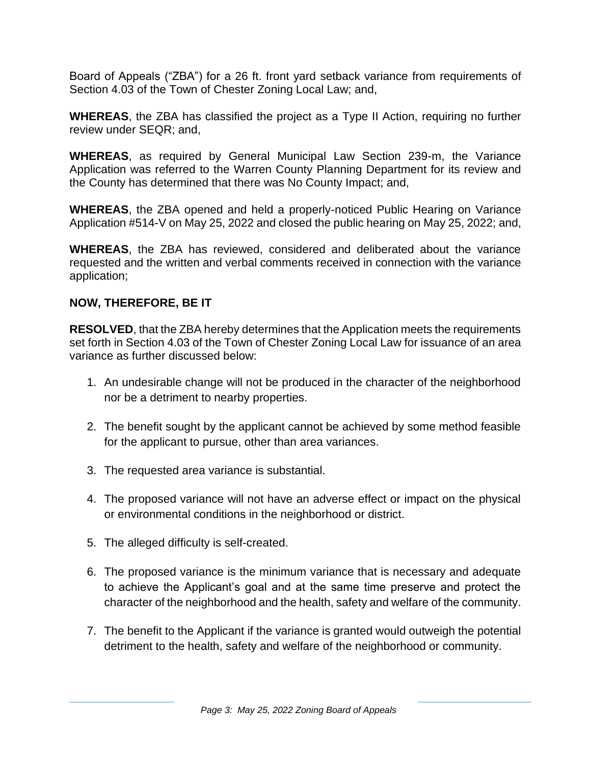Board of Appeals ("ZBA") for a 26 ft. front yard setback variance from requirements of Section 4.03 of the Town of Chester Zoning Local Law; and,

**WHEREAS**, the ZBA has classified the project as a Type II Action, requiring no further review under SEQR; and,

**WHEREAS**, as required by General Municipal Law Section 239-m, the Variance Application was referred to the Warren County Planning Department for its review and the County has determined that there was No County Impact; and,

**WHEREAS**, the ZBA opened and held a properly-noticed Public Hearing on Variance Application #514-V on May 25, 2022 and closed the public hearing on May 25, 2022; and,

**WHEREAS**, the ZBA has reviewed, considered and deliberated about the variance requested and the written and verbal comments received in connection with the variance application;

**NOW, THEREFORE, BE IT**

**RESOLVED**, that the ZBA hereby determines that the Application meets the requirements set forth in Section 4.03 of the Town of Chester Zoning Local Law for issuance of an area variance as further discussed below:

1. An undesirable change will not be produced in the character of the neighborhood nor be a detriment to nearby properties.
2. The benefit sought by the applicant cannot be achieved by some method feasible for the applicant to pursue, other than area variances.
3. The requested area variance is substantial.
4. The proposed variance will not have an adverse effect or impact on the physical or environmental conditions in the neighborhood or district.
5. The alleged difficulty is self-created.
6. The proposed variance is the minimum variance that is necessary and adequate to achieve the Applicant's goal and at the same time preserve and protect the character of the neighborhood and the health, safety and welfare of the community.
7. The benefit to the Applicant if the variance is granted would outweigh the potential detriment to the health, safety and welfare of the neighborhood or community.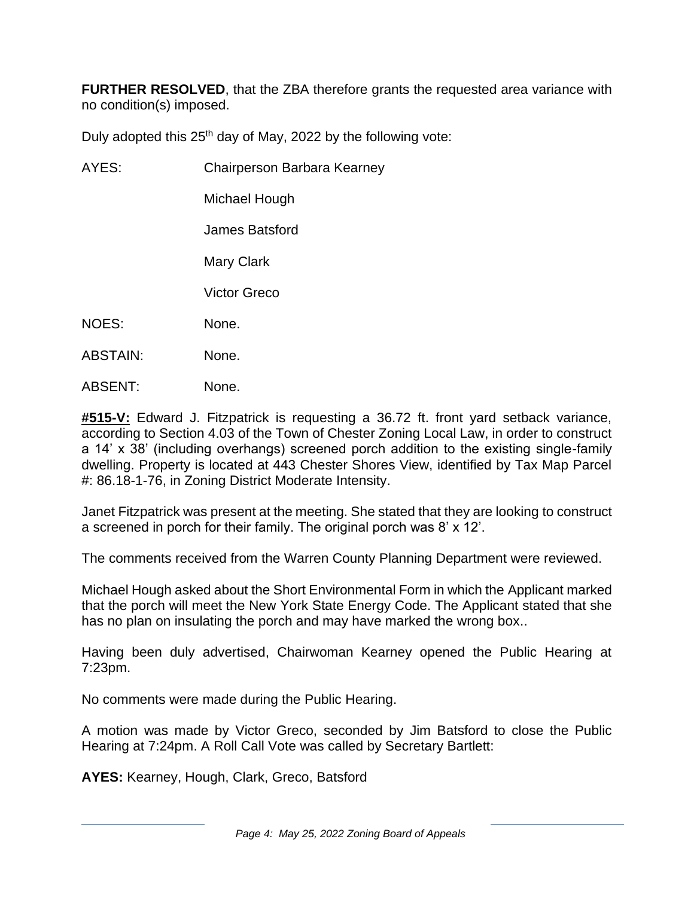**FURTHER RESOLVED**, that the ZBA therefore grants the requested area variance with no condition(s) imposed.

Duly adopted this 25th day of May, 2022 by the following vote:

| | |
|---|---|
| AYES: | Chairperson Barbara Kearney |
| | Michael Hough |
| | James Batsford |
| | Mary Clark |
| | Victor Greco |
| NOES: | None. |
| ABSTAIN: | None. |
| ABSENT: | None. |

**#515-V:** Edward J. Fitzpatrick is requesting a 36.72 ft. front yard setback variance, according to Section 4.03 of the Town of Chester Zoning Local Law, in order to construct a 14' x 38' (including overhangs) screened porch addition to the existing single-family dwelling. Property is located at 443 Chester Shores View, identified by Tax Map Parcel #: 86.18-1-76, in Zoning District Moderate Intensity.

Janet Fitzpatrick was present at the meeting. She stated that they are looking to construct a screened in porch for their family. The original porch was 8' x 12'.

The comments received from the Warren County Planning Department were reviewed.

Michael Hough asked about the Short Environmental Form in which the Applicant marked that the porch will meet the New York State Energy Code. The Applicant stated that she has no plan on insulating the porch and may have marked the wrong box..

Having been duly advertised, Chairwoman Kearney opened the Public Hearing at 7:23pm.

No comments were made during the Public Hearing.

A motion was made by Victor Greco, seconded by Jim Batsford to close the Public Hearing at 7:24pm. A Roll Call Vote was called by Secretary Bartlett:

**AYES:** Kearney, Hough, Clark, Greco, Batsford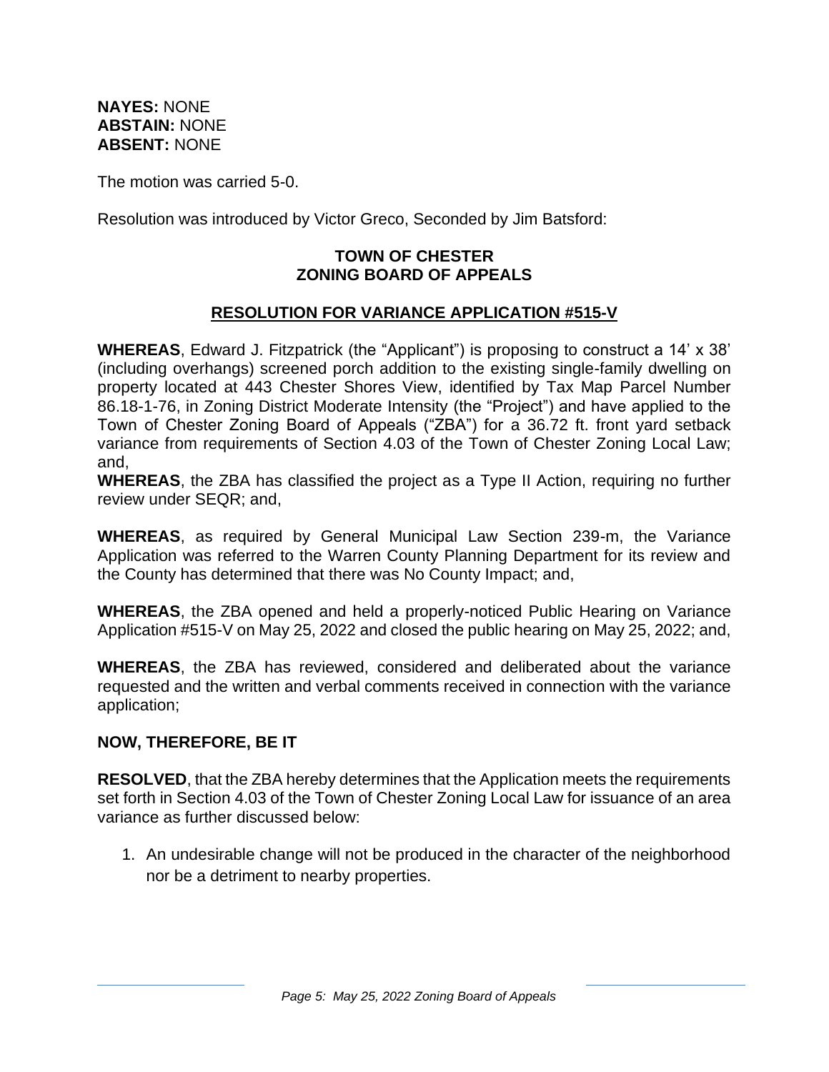**NAYES:** NONE
**ABSTAIN:** NONE
**ABSENT:** NONE

The motion was carried 5-0.

Resolution was introduced by Victor Greco, Seconded by Jim Batsford:

**TOWN OF CHESTER**
**ZONING BOARD OF APPEALS**

**RESOLUTION FOR VARIANCE APPLICATION #515-V**

**WHEREAS**, Edward J. Fitzpatrick (the "Applicant") is proposing to construct a 14' x 38' (including overhangs) screened porch addition to the existing single-family dwelling on property located at 443 Chester Shores View, identified by Tax Map Parcel Number 86.18-1-76, in Zoning District Moderate Intensity (the "Project") and have applied to the Town of Chester Zoning Board of Appeals ("ZBA") for a 36.72 ft. front yard setback variance from requirements of Section 4.03 of the Town of Chester Zoning Local Law; and,

**WHEREAS**, the ZBA has classified the project as a Type II Action, requiring no further review under SEQR; and,

**WHEREAS**, as required by General Municipal Law Section 239-m, the Variance Application was referred to the Warren County Planning Department for its review and the County has determined that there was No County Impact; and,

**WHEREAS**, the ZBA opened and held a properly-noticed Public Hearing on Variance Application #515-V on May 25, 2022 and closed the public hearing on May 25, 2022; and,

**WHEREAS**, the ZBA has reviewed, considered and deliberated about the variance requested and the written and verbal comments received in connection with the variance application;

**NOW, THEREFORE, BE IT**

**RESOLVED**, that the ZBA hereby determines that the Application meets the requirements set forth in Section 4.03 of the Town of Chester Zoning Local Law for issuance of an area variance as further discussed below:

1. An undesirable change will not be produced in the character of the neighborhood nor be a detriment to nearby properties.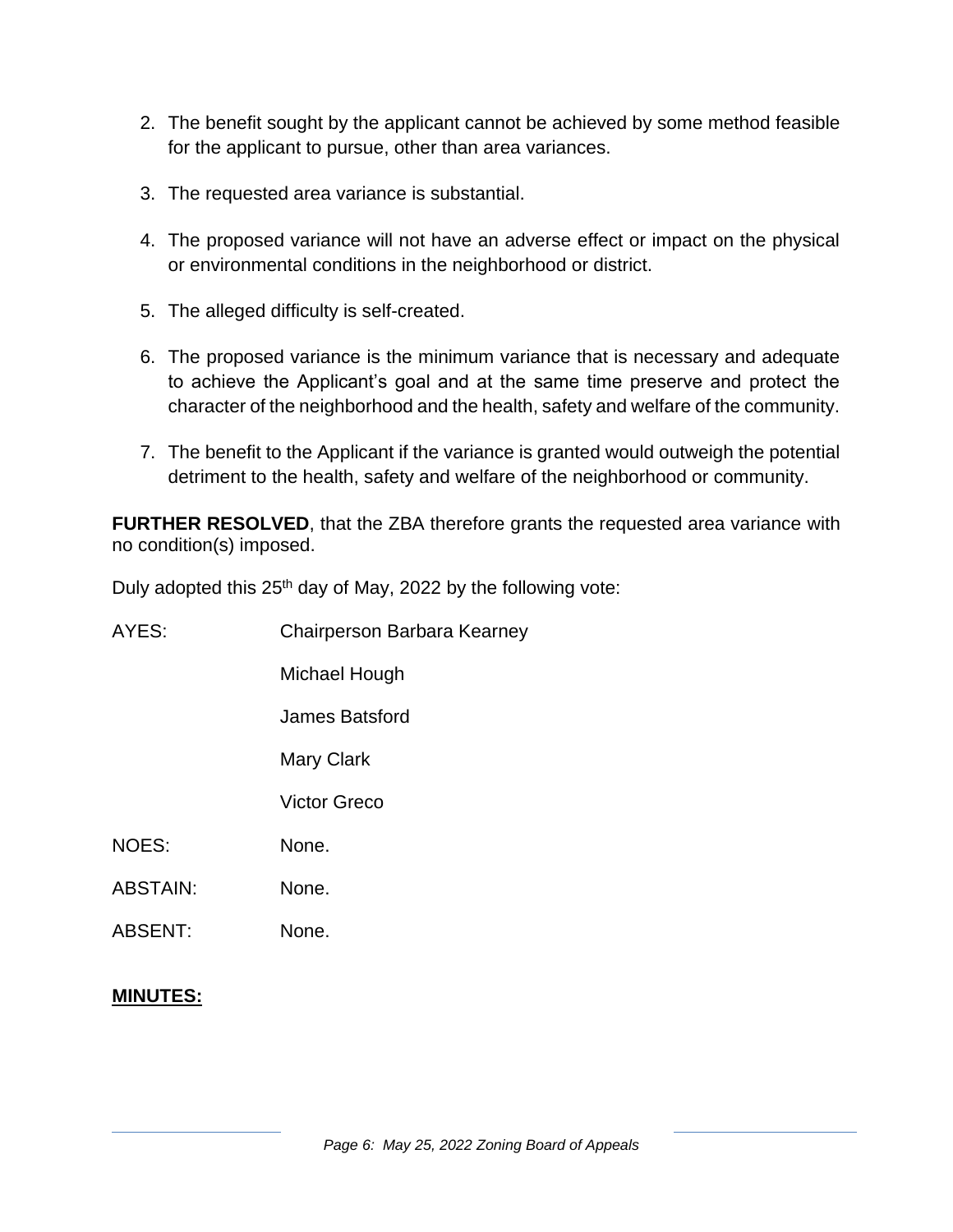2. The benefit sought by the applicant cannot be achieved by some method feasible for the applicant to pursue, other than area variances.

3. The requested area variance is substantial.

4. The proposed variance will not have an adverse effect or impact on the physical or environmental conditions in the neighborhood or district.

5. The alleged difficulty is self-created.

6. The proposed variance is the minimum variance that is necessary and adequate to achieve the Applicant's goal and at the same time preserve and protect the character of the neighborhood and the health, safety and welfare of the community.

7. The benefit to the Applicant if the variance is granted would outweigh the potential detriment to the health, safety and welfare of the neighborhood or community.

**FURTHER RESOLVED**, that the ZBA therefore grants the requested area variance with no condition(s) imposed.

Duly adopted this 25th day of May, 2022 by the following vote:

| | |
|---|---|
| AYES: | Chairperson Barbara Kearney |
| | Michael Hough |
| | James Batsford |
| | Mary Clark |
| | Victor Greco |
| NOES: | None. |
| ABSTAIN: | None. |
| ABSENT: | None. |

**MINUTES:**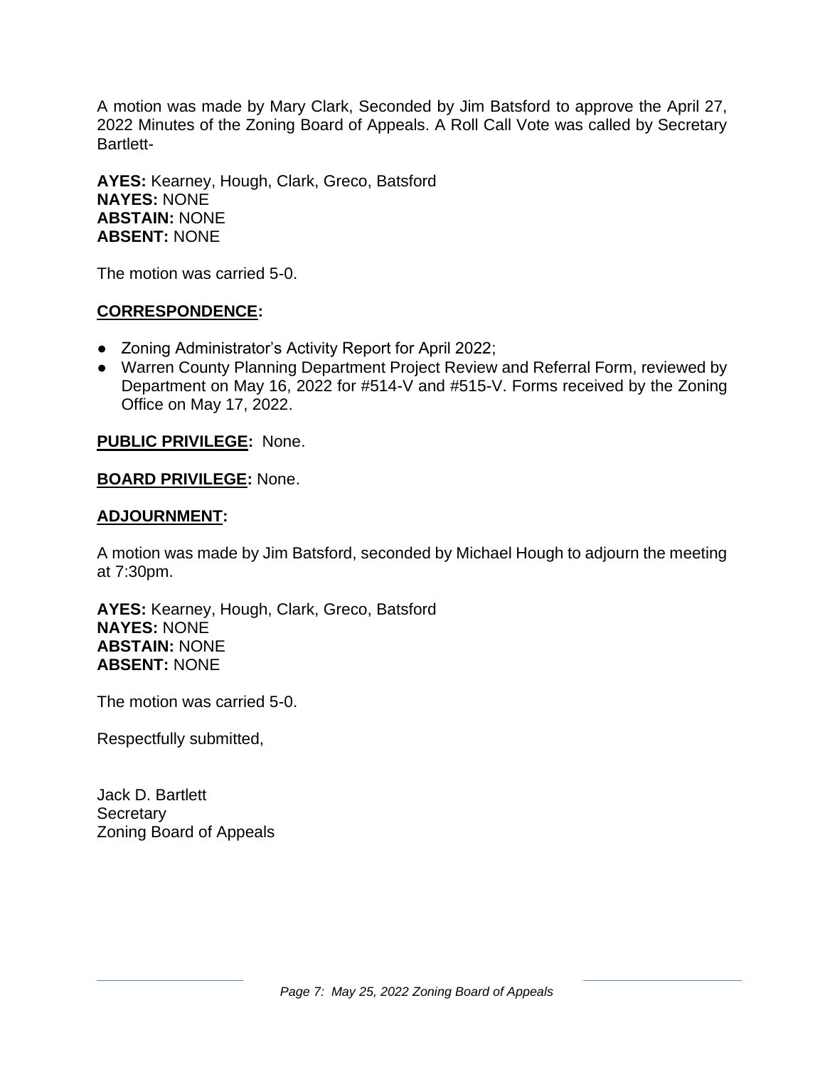A motion was made by Mary Clark, Seconded by Jim Batsford to approve the April 27, 2022 Minutes of the Zoning Board of Appeals. A Roll Call Vote was called by Secretary Bartlett-

**AYES:** Kearney, Hough, Clark, Greco, Batsford
**NAYES:** NONE
**ABSTAIN:** NONE
**ABSENT:** NONE

The motion was carried 5-0.

## CORRESPONDENCE:

- Zoning Administrator's Activity Report for April 2022;
- Warren County Planning Department Project Review and Referral Form, reviewed by Department on May 16, 2022 for #514-V and #515-V. Forms received by the Zoning Office on May 17, 2022.

**PUBLIC PRIVILEGE:** None.

**BOARD PRIVILEGE:** None.

## ADJOURNMENT:

A motion was made by Jim Batsford, seconded by Michael Hough to adjourn the meeting at 7:30pm.

**AYES:** Kearney, Hough, Clark, Greco, Batsford
**NAYES:** NONE
**ABSTAIN:** NONE
**ABSENT:** NONE

The motion was carried 5-0.

Respectfully submitted,

Jack D. Bartlett
Secretary
Zoning Board of Appeals